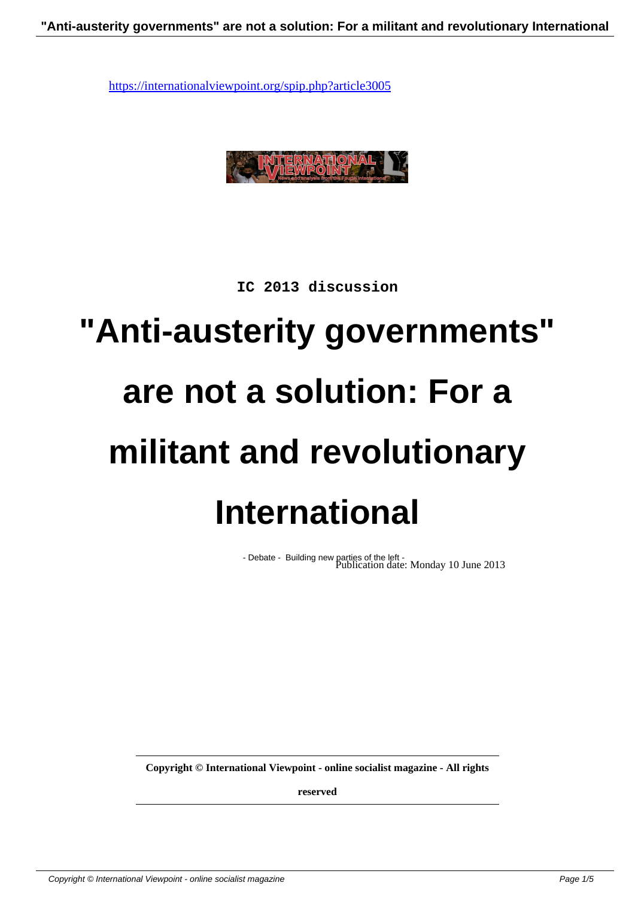https://internationalviewpoint.org/spip.php?article3005

IC 2013 discussion

# "Anti-austerity governments" are not a solution: For a militant and revolutionary International

- Debate - Building new parties of the left -

Publication date: Monday 10 June 2013

**Copyright © International Viewpoint - online socialist magazine - All rights reserved**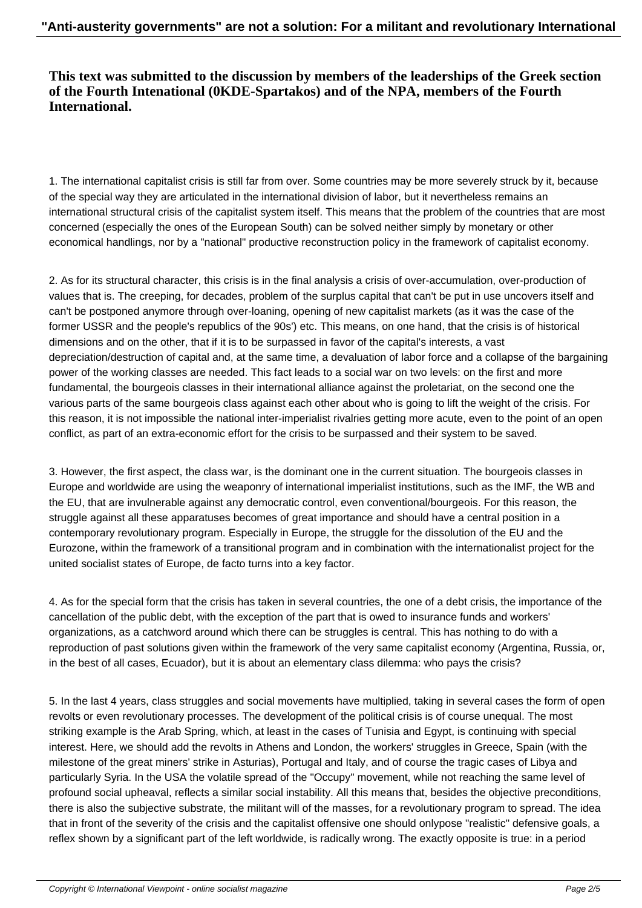**This text was submitted to the discussion by members of the leaderships of the Greek section of the Fourth Intenational (0KDE-Spartakos) and of the NPA, members of the Fourth International.**

1. The international capitalist crisis is still far from over. Some countries may be more severely struck by it, because of the special way they are articulated in the international division of labor, but it nevertheless remains an international structural crisis of the capitalist system itself. This means that the problem of the countries that are most concerned (especially the ones of the European South) can be solved neither simply by monetary or other economical handlings, nor by a "national" productive reconstruction policy in the framework of capitalist economy.

2. As for its structural character, this crisis is in the final analysis a crisis of over-accumulation, over-production of values that is. The creeping, for decades, problem of the surplus capital that can't be put in use uncovers itself and can't be postponed anymore through over-loaning, opening of new capitalist markets (as it was the case of the former USSR and the people's republics of the 90s') etc. This means, on one hand, that the crisis is of historical dimensions and on the other, that if it is to be surpassed in favor of the capital's interests, a vast depreciation/destruction of capital and, at the same time, a devaluation of labor force and a collapse of the bargaining power of the working classes are needed. This fact leads to a social war on two levels: on the first and more fundamental, the bourgeois classes in their international alliance against the proletariat, on the second one the various parts of the same bourgeois class against each other about who is going to lift the weight of the crisis. For this reason, it is not impossible the national inter-imperialist rivalries getting more acute, even to the point of an open conflict, as part of an extra-economic effort for the crisis to be surpassed and their system to be saved.

3. However, the first aspect, the class war, is the dominant one in the current situation. The bourgeois classes in Europe and worldwide are using the weaponry of international imperialist institutions, such as the IMF, the WB and the EU, that are invulnerable against any democratic control, even conventional/bourgeois. For this reason, the struggle against all these apparatuses becomes of great importance and should have a central position in a contemporary revolutionary program. Especially in Europe, the struggle for the dissolution of the EU and the Eurozone, within the framework of a transitional program and in combination with the internationalist project for the united socialist states of Europe, de facto turns into a key factor.

4. As for the special form that the crisis has taken in several countries, the one of a debt crisis, the importance of the cancellation of the public debt, with the exception of the part that is owed to insurance funds and workers' organizations, as a catchword around which there can be struggles is central. This has nothing to do with a reproduction of past solutions given within the framework of the very same capitalist economy (Argentina, Russia, or, in the best of all cases, Ecuador), but it is about an elementary class dilemma: who pays the crisis?

5. In the last 4 years, class struggles and social movements have multiplied, taking in several cases the form of open revolts or even revolutionary processes. The development of the political crisis is of course unequal. The most striking example is the Arab Spring, which, at least in the cases of Tunisia and Egypt, is continuing with special interest. Here, we should add the revolts in Athens and London, the workers' struggles in Greece, Spain (with the milestone of the great miners' strike in Asturias), Portugal and Italy, and of course the tragic cases of Libya and particularly Syria. In the USA the volatile spread of the "Occupy" movement, while not reaching the same level of profound social upheaval, reflects a similar social instability. All this means that, besides the objective preconditions, there is also the subjective substrate, the militant will of the masses, for a revolutionary program to spread. The idea that in front of the severity of the crisis and the capitalist offensive one should onlypose "realistic" defensive goals, a reflex shown by a significant part of the left worldwide, is radically wrong. The exactly opposite is true: in a period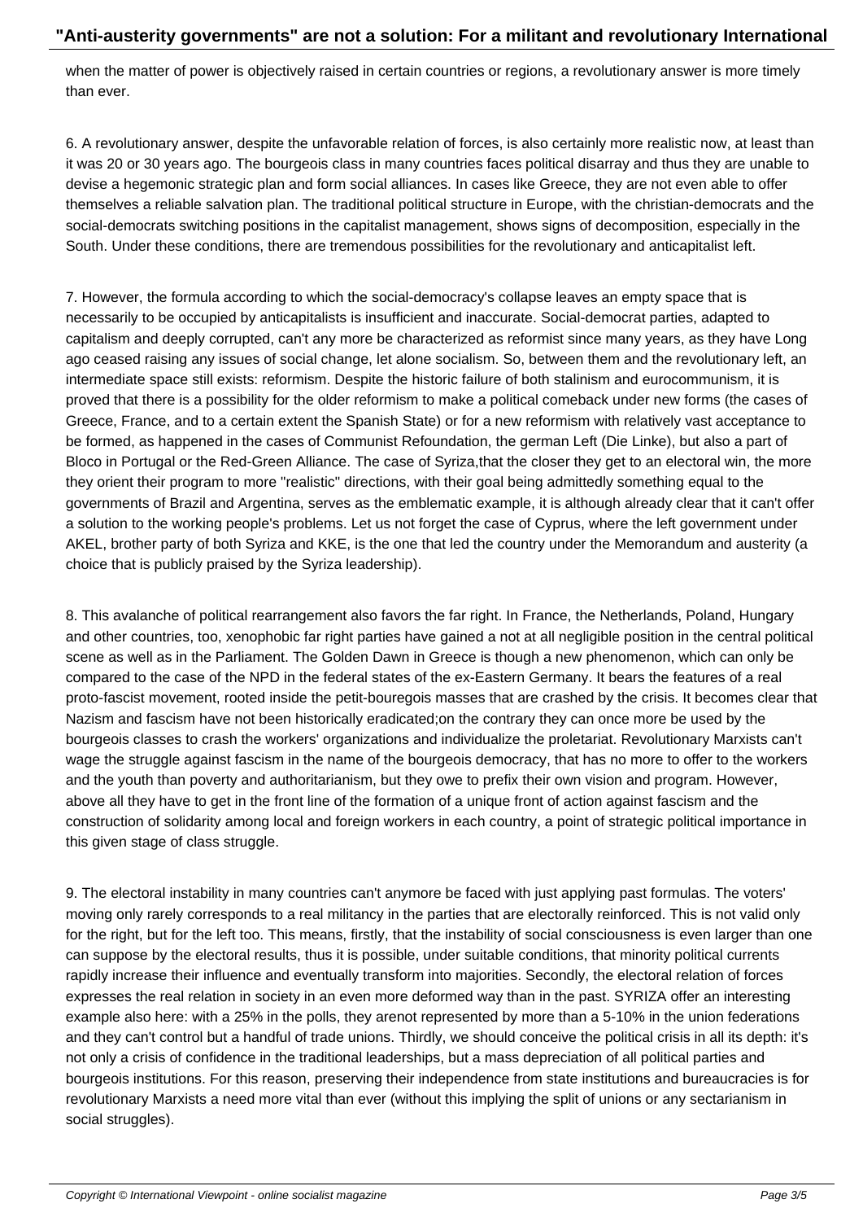when the matter of power is objectively raised in certain countries or regions, a revolutionary answer is more timely than ever.

6. A revolutionary answer, despite the unfavorable relation of forces, is also certainly more realistic now, at least than it was 20 or 30 years ago. The bourgeois class in many countries faces political disarray and thus they are unable to devise a hegemonic strategic plan and form social alliances. In cases like Greece, they are not even able to offer themselves a reliable salvation plan. The traditional political structure in Europe, with the christian-democrats and the social-democrats switching positions in the capitalist management, shows signs of decomposition, especially in the South. Under these conditions, there are tremendous possibilities for the revolutionary and anticapitalist left.

7. However, the formula according to which the social-democracy's collapse leaves an empty space that is necessarily to be occupied by anticapitalists is insufficient and inaccurate. Social-democrat parties, adapted to capitalism and deeply corrupted, can't any more be characterized as reformist since many years, as they have Long ago ceased raising any issues of social change, let alone socialism. So, between them and the revolutionary left, an intermediate space still exists: reformism. Despite the historic failure of both stalinism and eurocommunism, it is proved that there is a possibility for the older reformism to make a political comeback under new forms (the cases of Greece, France, and to a certain extent the Spanish State) or for a new reformism with relatively vast acceptance to be formed, as happened in the cases of Communist Refoundation, the german Left (Die Linke), but also a part of Bloco in Portugal or the Red-Green Alliance. The case of Syriza,that the closer they get to an electoral win, the more they orient their program to more "realistic" directions, with their goal being admittedly something equal to the governments of Brazil and Argentina, serves as the emblematic example, it is although already clear that it can't offer a solution to the working people's problems. Let us not forget the case of Cyprus, where the left government under AKEL, brother party of both Syriza and KKE, is the one that led the country under the Memorandum and austerity (a choice that is publicly praised by the Syriza leadership).

8. This avalanche of political rearrangement also favors the far right. In France, the Netherlands, Poland, Hungary and other countries, too, xenophobic far right parties have gained a not at all negligible position in the central political scene as well as in the Parliament. The Golden Dawn in Greece is though a new phenomenon, which can only be compared to the case of the NPD in the federal states of the ex-Eastern Germany. It bears the features of a real proto-fascist movement, rooted inside the petit-bouregois masses that are crashed by the crisis. It becomes clear that Nazism and fascism have not been historically eradicated;on the contrary they can once more be used by the bourgeois classes to crash the workers' organizations and individualize the proletariat. Revolutionary Marxists can't wage the struggle against fascism in the name of the bourgeois democracy, that has no more to offer to the workers and the youth than poverty and authoritarianism, but they owe to prefix their own vision and program. However, above all they have to get in the front line of the formation of a unique front of action against fascism and the construction of solidarity among local and foreign workers in each country, a point of strategic political importance in this given stage of class struggle.

9. The electoral instability in many countries can't anymore be faced with just applying past formulas. The voters' moving only rarely corresponds to a real militancy in the parties that are electorally reinforced. This is not valid only for the right, but for the left too. This means, firstly, that the instability of social consciousness is even larger than one can suppose by the electoral results, thus it is possible, under suitable conditions, that minority political currents rapidly increase their influence and eventually transform into majorities. Secondly, the electoral relation of forces expresses the real relation in society in an even more deformed way than in the past. SYRIZA offer an interesting example also here: with a 25% in the polls, they arenot represented by more than a 5-10% in the union federations and they can't control but a handful of trade unions. Thirdly, we should conceive the political crisis in all its depth: it's not only a crisis of confidence in the traditional leaderships, but a mass depreciation of all political parties and bourgeois institutions. For this reason, preserving their independence from state institutions and bureaucracies is for revolutionary Marxists a need more vital than ever (without this implying the split of unions or any sectarianism in social struggles).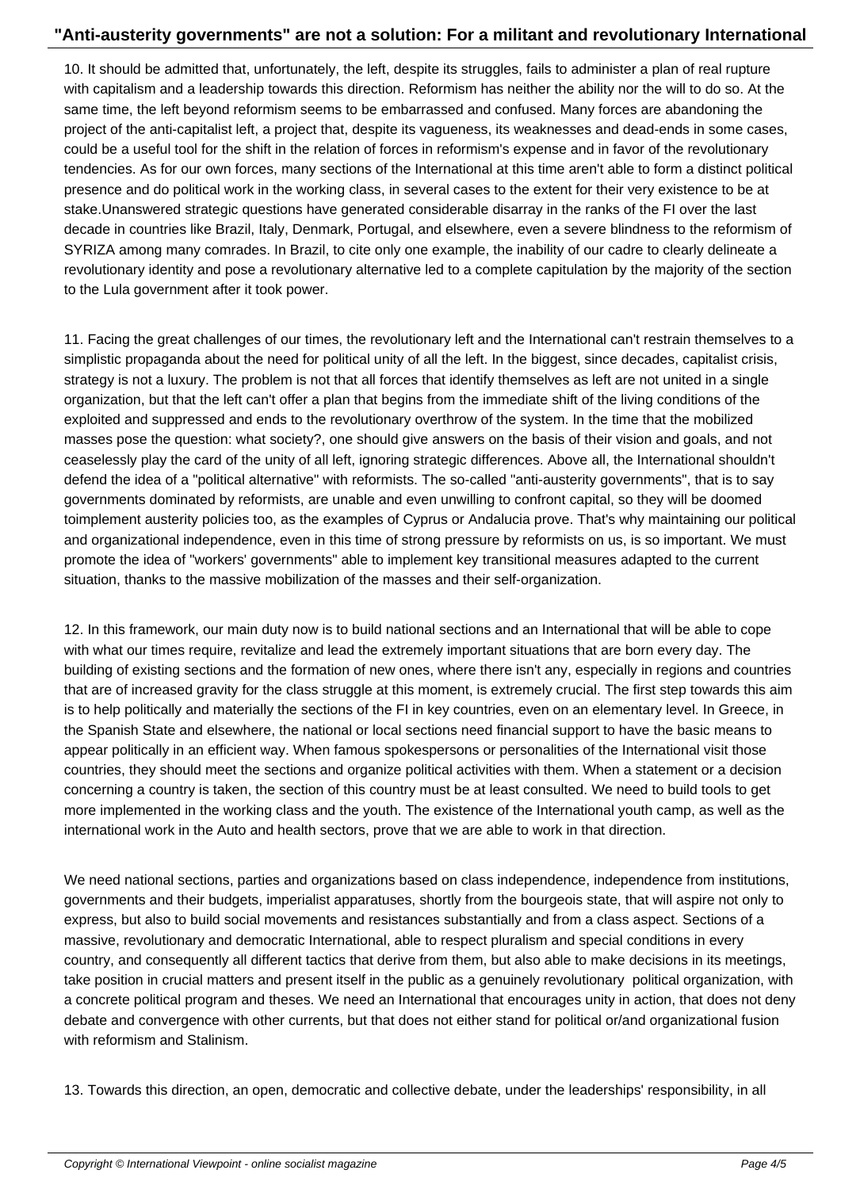10. It should be admitted that, unfortunately, the left, despite its struggles, fails to administer a plan of real rupture with capitalism and a leadership towards this direction. Reformism has neither the ability nor the will to do so. At the same time, the left beyond reformism seems to be embarrassed and confused. Many forces are abandoning the project of the anti-capitalist left, a project that, despite its vagueness, its weaknesses and dead-ends in some cases, could be a useful tool for the shift in the relation of forces in reformism's expense and in favor of the revolutionary tendencies. As for our own forces, many sections of the International at this time aren't able to form a distinct political presence and do political work in the working class, in several cases to the extent for their very existence to be at stake.Unanswered strategic questions have generated considerable disarray in the ranks of the FI over the last decade in countries like Brazil, Italy, Denmark, Portugal, and elsewhere, even a severe blindness to the reformism of SYRIZA among many comrades. In Brazil, to cite only one example, the inability of our cadre to clearly delineate a revolutionary identity and pose a revolutionary alternative led to a complete capitulation by the majority of the section to the Lula government after it took power.

11. Facing the great challenges of our times, the revolutionary left and the International can't restrain themselves to a simplistic propaganda about the need for political unity of all the left. In the biggest, since decades, capitalist crisis, strategy is not a luxury. The problem is not that all forces that identify themselves as left are not united in a single organization, but that the left can't offer a plan that begins from the immediate shift of the living conditions of the exploited and suppressed and ends to the revolutionary overthrow of the system. In the time that the mobilized masses pose the question: what society?, one should give answers on the basis of their vision and goals, and not ceaselessly play the card of the unity of all left, ignoring strategic differences. Above all, the International shouldn't defend the idea of a "political alternative" with reformists. The so-called "anti-austerity governments", that is to say governments dominated by reformists, are unable and even unwilling to confront capital, so they will be doomed toimplement austerity policies too, as the examples of Cyprus or Andalucia prove. That's why maintaining our political and organizational independence, even in this time of strong pressure by reformists on us, is so important. We must promote the idea of "workers' governments" able to implement key transitional measures adapted to the current situation, thanks to the massive mobilization of the masses and their self-organization.

12. In this framework, our main duty now is to build national sections and an International that will be able to cope with what our times require, revitalize and lead the extremely important situations that are born every day. The building of existing sections and the formation of new ones, where there isn't any, especially in regions and countries that are of increased gravity for the class struggle at this moment, is extremely crucial. The first step towards this aim is to help politically and materially the sections of the FI in key countries, even on an elementary level. In Greece, in the Spanish State and elsewhere, the national or local sections need financial support to have the basic means to appear politically in an efficient way. When famous spokespersons or personalities of the International visit those countries, they should meet the sections and organize political activities with them. When a statement or a decision concerning a country is taken, the section of this country must be at least consulted. We need to build tools to get more implemented in the working class and the youth. The existence of the International youth camp, as well as the international work in the Auto and health sectors, prove that we are able to work in that direction.

We need national sections, parties and organizations based on class independence, independence from institutions, governments and their budgets, imperialist apparatuses, shortly from the bourgeois state, that will aspire not only to express, but also to build social movements and resistances substantially and from a class aspect. Sections of a massive, revolutionary and democratic International, able to respect pluralism and special conditions in every country, and consequently all different tactics that derive from them, but also able to make decisions in its meetings, take position in crucial matters and present itself in the public as a genuinely revolutionary political organization, with a concrete political program and theses. We need an International that encourages unity in action, that does not deny debate and convergence with other currents, but that does not either stand for political or/and organizational fusion with reformism and Stalinism.

13. Towards this direction, an open, democratic and collective debate, under the leaderships' responsibility, in all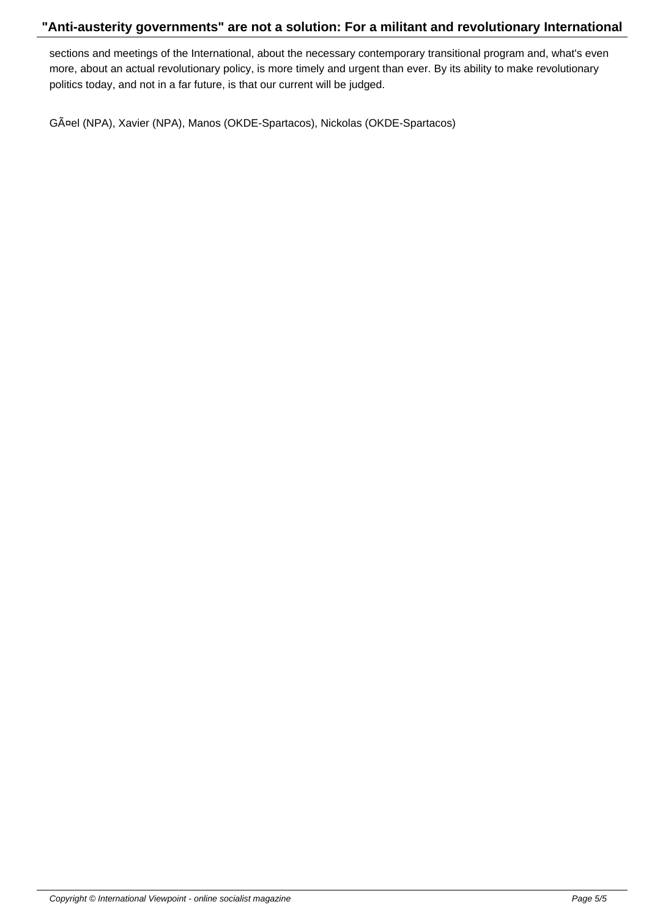sections and meetings of the International, about the necessary contemporary transitional program and, what's even more, about an actual revolutionary policy, is more timely and urgent than ever. By its ability to make revolutionary politics today, and not in a far future, is that our current will be judged.

GÃ¤el (NPA), Xavier (NPA), Manos (OKDE-Spartacos), Nickolas (OKDE-Spartacos)